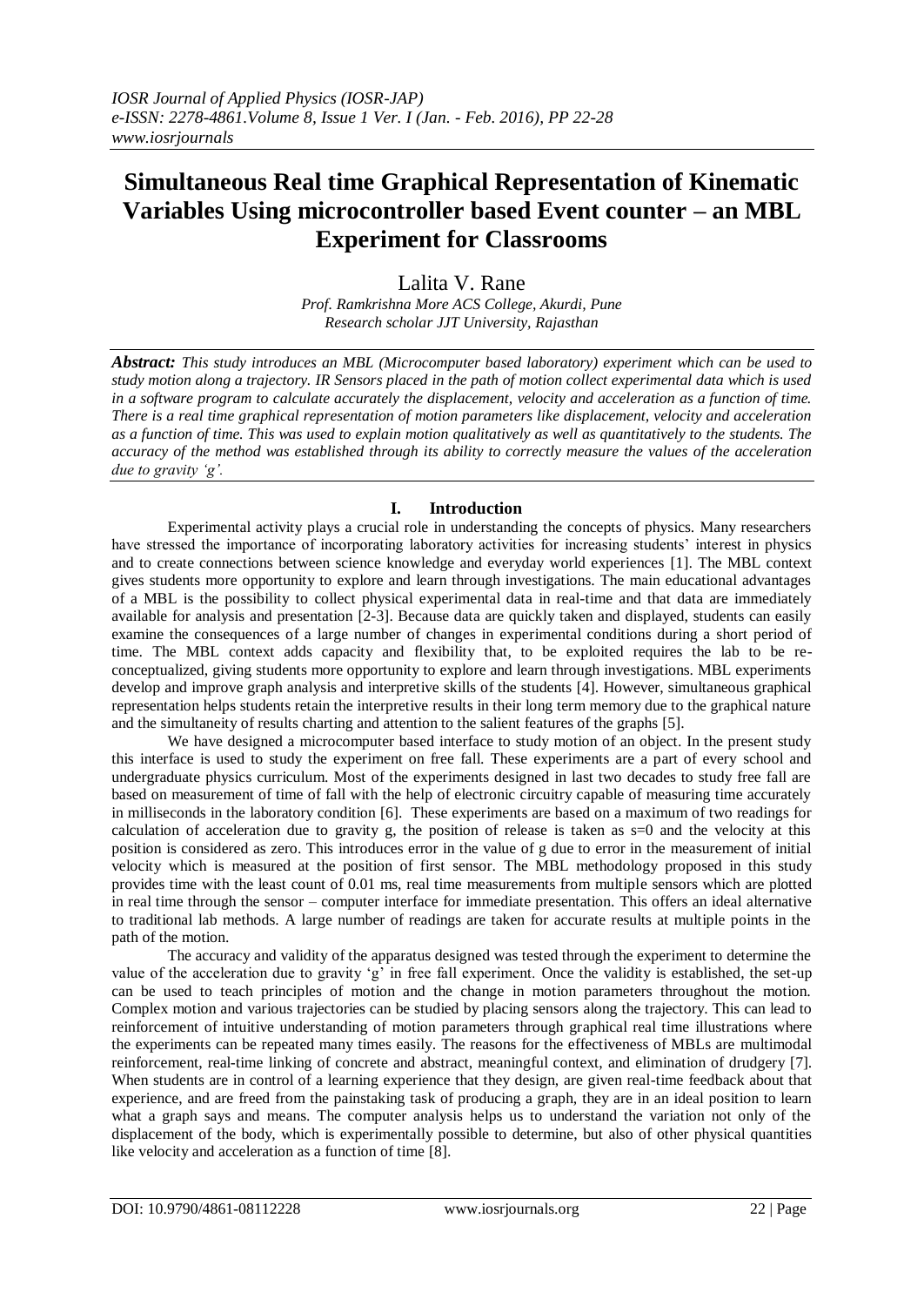# Simultaneous Real time Graphical Representation of Kinematic Variables Using microcontroller based Event counter – an MBL Experiment for Classrooms

Lalita V. Rane

*Prof. Ramkrishna More ACS College, Akurdi, Pune*
*Research scholar JJT University, Rajasthan*

***Abstract:*** *This study introduces an MBL (Microcomputer based laboratory) experiment which can be used to study motion along a trajectory. IR Sensors placed in the path of motion collect experimental data which is used in a software program to calculate accurately the displacement, velocity and acceleration as a function of time. There is a real time graphical representation of motion parameters like displacement, velocity and acceleration as a function of time. This was used to explain motion qualitatively as well as quantitatively to the students. The accuracy of the method was established through its ability to correctly measure the values of the acceleration due to gravity 'g'.*

## I. Introduction

Experimental activity plays a crucial role in understanding the concepts of physics. Many researchers have stressed the importance of incorporating laboratory activities for increasing students' interest in physics and to create connections between science knowledge and everyday world experiences [1]. The MBL context gives students more opportunity to explore and learn through investigations. The main educational advantages of a MBL is the possibility to collect physical experimental data in real-time and that data are immediately available for analysis and presentation [2-3]. Because data are quickly taken and displayed, students can easily examine the consequences of a large number of changes in experimental conditions during a short period of time. The MBL context adds capacity and flexibility that, to be exploited requires the lab to be re-conceptualized, giving students more opportunity to explore and learn through investigations. MBL experiments develop and improve graph analysis and interpretive skills of the students [4]. However, simultaneous graphical representation helps students retain the interpretive results in their long term memory due to the graphical nature and the simultaneity of results charting and attention to the salient features of the graphs [5].

We have designed a microcomputer based interface to study motion of an object. In the present study this interface is used to study the experiment on free fall. These experiments are a part of every school and undergraduate physics curriculum. Most of the experiments designed in last two decades to study free fall are based on measurement of time of fall with the help of electronic circuitry capable of measuring time accurately in milliseconds in the laboratory condition [6]. These experiments are based on a maximum of two readings for calculation of acceleration due to gravity g, the position of release is taken as s=0 and the velocity at this position is considered as zero. This introduces error in the value of g due to error in the measurement of initial velocity which is measured at the position of first sensor. The MBL methodology proposed in this study provides time with the least count of 0.01 ms, real time measurements from multiple sensors which are plotted in real time through the sensor – computer interface for immediate presentation. This offers an ideal alternative to traditional lab methods. A large number of readings are taken for accurate results at multiple points in the path of the motion.

The accuracy and validity of the apparatus designed was tested through the experiment to determine the value of the acceleration due to gravity 'g' in free fall experiment. Once the validity is established, the set-up can be used to teach principles of motion and the change in motion parameters throughout the motion. Complex motion and various trajectories can be studied by placing sensors along the trajectory. This can lead to reinforcement of intuitive understanding of motion parameters through graphical real time illustrations where the experiments can be repeated many times easily. The reasons for the effectiveness of MBLs are multimodal reinforcement, real-time linking of concrete and abstract, meaningful context, and elimination of drudgery [7]. When students are in control of a learning experience that they design, are given real-time feedback about that experience, and are freed from the painstaking task of producing a graph, they are in an ideal position to learn what a graph says and means. The computer analysis helps us to understand the variation not only of the displacement of the body, which is experimentally possible to determine, but also of other physical quantities like velocity and acceleration as a function of time [8].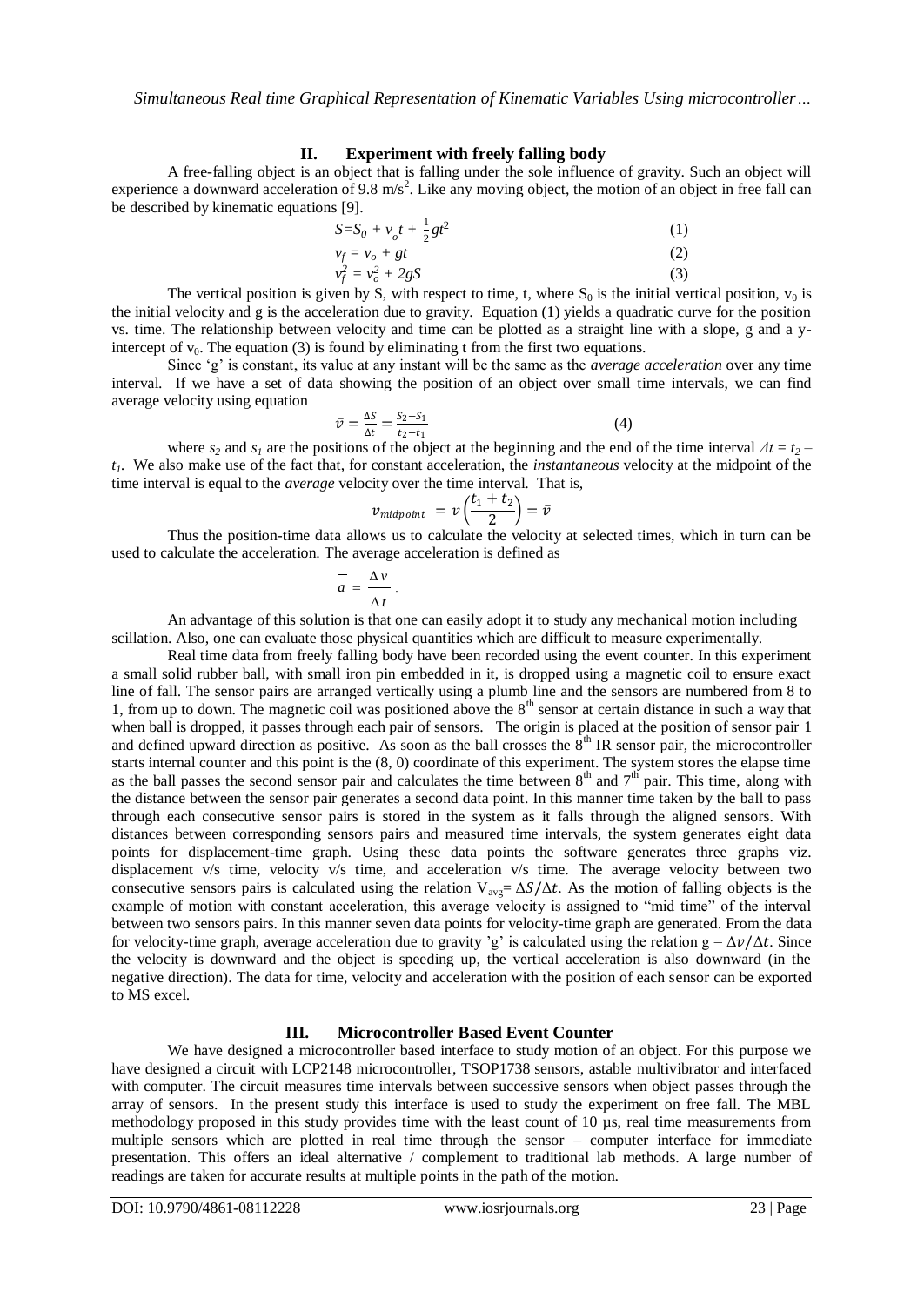## II. Experiment with freely falling body

A free-falling object is an object that is falling under the sole influence of gravity. Such an object will experience a downward acceleration of 9.8 m/s$^2$. Like any moving object, the motion of an object in free fall can be described by kinematic equations [9].

$$S=S_0 + v_o t + \tfrac{1}{2}gt^2 \quad (1)$$

$$v_f = v_o + gt \quad (2)$$

$$v_f^2 = v_o^2 + 2gS \quad (3)$$

The vertical position is given by S, with respect to time, t, where $S_0$ is the initial vertical position, $v_0$ is the initial velocity and g is the acceleration due to gravity. Equation (1) yields a quadratic curve for the position vs. time. The relationship between velocity and time can be plotted as a straight line with a slope, g and a y-intercept of $v_0$. The equation (3) is found by eliminating t from the first two equations.

Since 'g' is constant, its value at any instant will be the same as the *average acceleration* over any time interval. If we have a set of data showing the position of an object over small time intervals, we can find average velocity using equation

$$\bar{v} = \frac{\Delta S}{\Delta t} = \frac{S_2 - S_1}{t_2 - t_1} \quad (4)$$

where $s_2$ and $s_1$ are the positions of the object at the beginning and the end of the time interval $\Delta t = t_2 - t_1$. We also make use of the fact that, for constant acceleration, the *instantaneous* velocity at the midpoint of the time interval is equal to the *average* velocity over the time interval. That is,

$$v_{midpoint} = v\left(\frac{t_1 + t_2}{2}\right) = \bar{v}$$

Thus the position-time data allows us to calculate the velocity at selected times, which in turn can be used to calculate the acceleration. The average acceleration is defined as

$$\bar{a} = \frac{\Delta v}{\Delta t}.$$

An advantage of this solution is that one can easily adopt it to study any mechanical motion including scillation. Also, one can evaluate those physical quantities which are difficult to measure experimentally.

Real time data from freely falling body have been recorded using the event counter. In this experiment a small solid rubber ball, with small iron pin embedded in it, is dropped using a magnetic coil to ensure exact line of fall. The sensor pairs are arranged vertically using a plumb line and the sensors are numbered from 8 to 1, from up to down. The magnetic coil was positioned above the 8$^{th}$ sensor at certain distance in such a way that when ball is dropped, it passes through each pair of sensors. The origin is placed at the position of sensor pair 1 and defined upward direction as positive. As soon as the ball crosses the 8$^{th}$ IR sensor pair, the microcontroller starts internal counter and this point is the (8, 0) coordinate of this experiment. The system stores the elapse time as the ball passes the second sensor pair and calculates the time between 8$^{th}$ and 7$^{th}$ pair. This time, along with the distance between the sensor pair generates a second data point. In this manner time taken by the ball to pass through each consecutive sensor pairs is stored in the system as it falls through the aligned sensors. With distances between corresponding sensors pairs and measured time intervals, the system generates eight data points for displacement-time graph. Using these data points the software generates three graphs viz. displacement v/s time, velocity v/s time, and acceleration v/s time. The average velocity between two consecutive sensors pairs is calculated using the relation $V_{avg} = \Delta S/\Delta t$. As the motion of falling objects is the example of motion with constant acceleration, this average velocity is assigned to "mid time" of the interval between two sensors pairs. In this manner seven data points for velocity-time graph are generated. From the data for velocity-time graph, average acceleration due to gravity 'g' is calculated using the relation $g = \Delta v/\Delta t$. Since the velocity is downward and the object is speeding up, the vertical acceleration is also downward (in the negative direction). The data for time, velocity and acceleration with the position of each sensor can be exported to MS excel.

## III. Microcontroller Based Event Counter

We have designed a microcontroller based interface to study motion of an object. For this purpose we have designed a circuit with LCP2148 microcontroller, TSOP1738 sensors, astable multivibrator and interfaced with computer. The circuit measures time intervals between successive sensors when object passes through the array of sensors. In the present study this interface is used to study the experiment on free fall. The MBL methodology proposed in this study provides time with the least count of 10 µs, real time measurements from multiple sensors which are plotted in real time through the sensor – computer interface for immediate presentation. This offers an ideal alternative / complement to traditional lab methods. A large number of readings are taken for accurate results at multiple points in the path of the motion.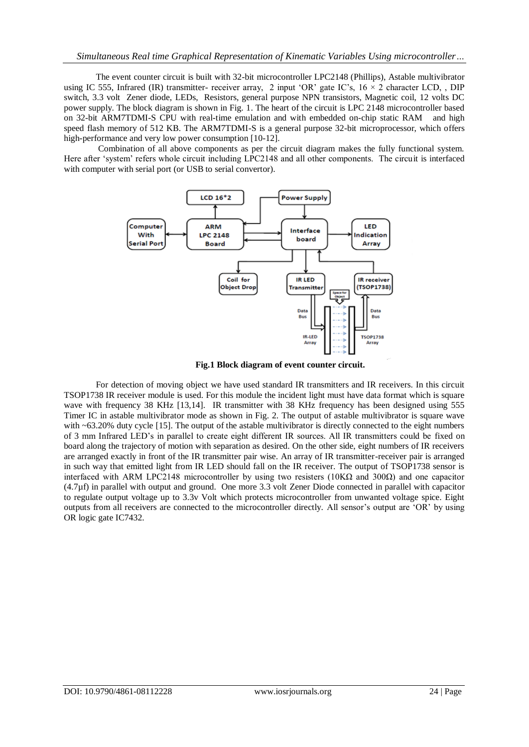The event counter circuit is built with 32-bit microcontroller LPC2148 (Phillips), Astable multivibrator using IC 555, Infrared (IR) transmitter- receiver array, 2 input 'OR' gate IC's, 16 × 2 character LCD, , DIP switch, 3.3 volt Zener diode, LEDs, Resistors, general purpose NPN transistors, Magnetic coil, 12 volts DC power supply. The block diagram is shown in Fig. 1. The heart of the circuit is LPC 2148 microcontroller based on 32-bit ARM7TDMI-S CPU with real-time emulation and with embedded on-chip static RAM and high speed flash memory of 512 KB. The ARM7TDMI-S is a general purpose 32-bit microprocessor, which offers high-performance and very low power consumption [10-12].

Combination of all above components as per the circuit diagram makes the fully functional system. Here after 'system' refers whole circuit including LPC2148 and all other components. The circuit is interfaced with computer with serial port (or USB to serial convertor).

**Fig.1 Block diagram of event counter circuit.**

For detection of moving object we have used standard IR transmitters and IR receivers. In this circuit TSOP1738 IR receiver module is used. For this module the incident light must have data format which is square wave with frequency 38 KHz [13,14]. IR transmitter with 38 KHz frequency has been designed using 555 Timer IC in astable multivibrator mode as shown in Fig. 2. The output of astable multivibrator is square wave with ~63.20% duty cycle [15]. The output of the astable multivibrator is directly connected to the eight numbers of 3 mm Infrared LED's in parallel to create eight different IR sources. All IR transmitters could be fixed on board along the trajectory of motion with separation as desired. On the other side, eight numbers of IR receivers are arranged exactly in front of the IR transmitter pair wise. An array of IR transmitter-receiver pair is arranged in such way that emitted light from IR LED should fall on the IR receiver. The output of TSOP1738 sensor is interfaced with ARM LPC2148 microcontroller by using two resisters (10KΩ and 300Ω) and one capacitor (4.7µf) in parallel with output and ground. One more 3.3 volt Zener Diode connected in parallel with capacitor to regulate output voltage up to 3.3v Volt which protects microcontroller from unwanted voltage spice. Eight outputs from all receivers are connected to the microcontroller directly. All sensor's output are 'OR' by using OR logic gate IC7432.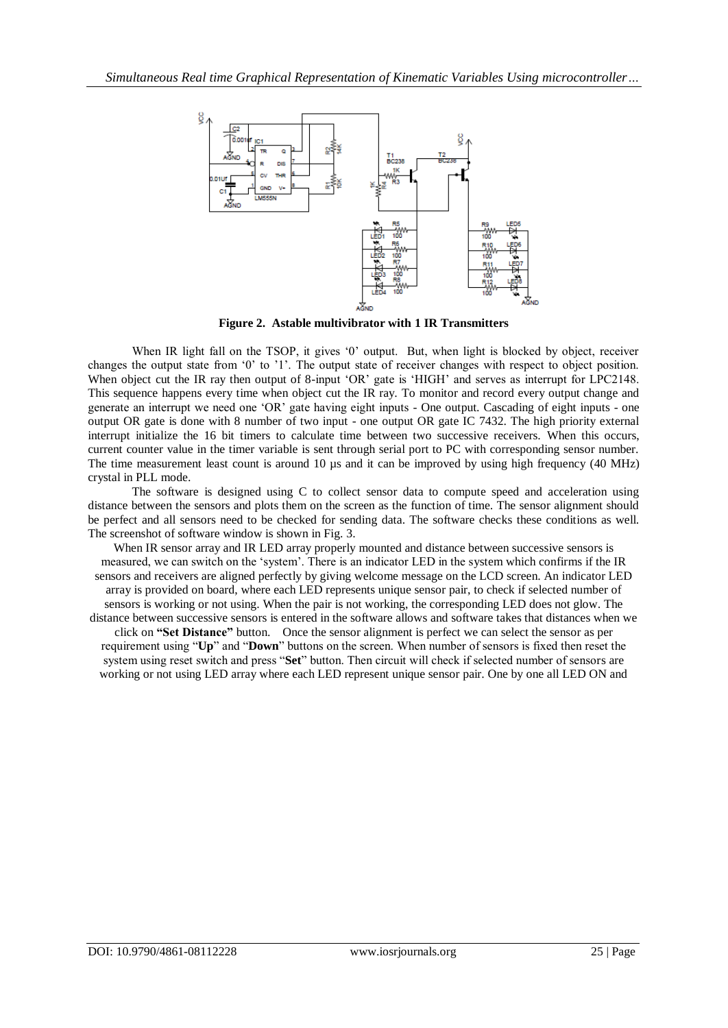**Figure 2. Astable multivibrator with 1 IR Transmitters**

When IR light fall on the TSOP, it gives '0' output. But, when light is blocked by object, receiver changes the output state from '0' to '1'. The output state of receiver changes with respect to object position. When object cut the IR ray then output of 8-input 'OR' gate is 'HIGH' and serves as interrupt for LPC2148. This sequence happens every time when object cut the IR ray. To monitor and record every output change and generate an interrupt we need one 'OR' gate having eight inputs - One output. Cascading of eight inputs - one output OR gate is done with 8 number of two input - one output OR gate IC 7432. The high priority external interrupt initialize the 16 bit timers to calculate time between two successive receivers. When this occurs, current counter value in the timer variable is sent through serial port to PC with corresponding sensor number. The time measurement least count is around 10 µs and it can be improved by using high frequency (40 MHz) crystal in PLL mode.

The software is designed using C to collect sensor data to compute speed and acceleration using distance between the sensors and plots them on the screen as the function of time. The sensor alignment should be perfect and all sensors need to be checked for sending data. The software checks these conditions as well. The screenshot of software window is shown in Fig. 3.

When IR sensor array and IR LED array properly mounted and distance between successive sensors is measured, we can switch on the 'system'. There is an indicator LED in the system which confirms if the IR sensors and receivers are aligned perfectly by giving welcome message on the LCD screen. An indicator LED array is provided on board, where each LED represents unique sensor pair, to check if selected number of sensors is working or not using. When the pair is not working, the corresponding LED does not glow. The distance between successive sensors is entered in the software allows and software takes that distances when we click on **"Set Distance"** button. Once the sensor alignment is perfect we can select the sensor as per requirement using "**Up**" and "**Down**" buttons on the screen. When number of sensors is fixed then reset the system using reset switch and press "**Set**" button. Then circuit will check if selected number of sensors are working or not using LED array where each LED represent unique sensor pair. One by one all LED ON and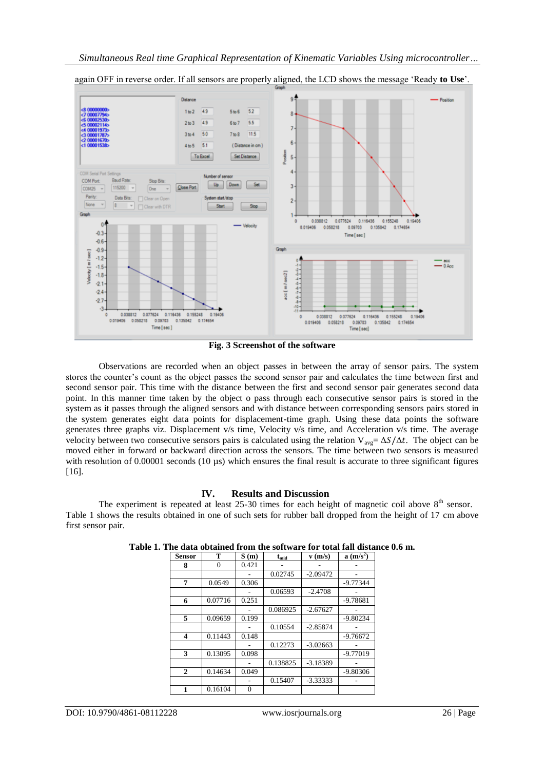again OFF in reverse order. If all sensors are properly aligned, the LCD shows the message 'Ready **to Use**'.

**Fig. 3 Screenshot of the software**

Observations are recorded when an object passes in between the array of sensor pairs. The system stores the counter's count as the object passes the second sensor pair and calculates the time between first and second sensor pair. This time with the distance between the first and second sensor pair generates second data point. In this manner time taken by the object o pass through each consecutive sensor pairs is stored in the system as it passes through the aligned sensors and with distance between corresponding sensors pairs stored in the system generates eight data points for displacement-time graph. Using these data points the software generates three graphs viz. Displacement v/s time, Velocity v/s time, and Acceleration v/s time. The average velocity between two consecutive sensors pairs is calculated using the relation $V_{avg} = \Delta S/\Delta t$. The object can be moved either in forward or backward direction across the sensors. The time between two sensors is measured with resolution of 0.00001 seconds (10 µs) which ensures the final result is accurate to three significant figures [16].

## IV. Results and Discussion

The experiment is repeated at least 25-30 times for each height of magnetic coil above $8^{th}$ sensor. Table 1 shows the results obtained in one of such sets for rubber ball dropped from the height of 17 cm above first sensor pair.

**Table 1. The data obtained from the software for total fall distance 0.6 m.**

| Sensor | T | S (m) | $t_{mid}$ | v (m/s) | a (m/s$^2$) |
|---|---|---|---|---|---|
| **8** | 0 | 0.421 | - | - | - |
| | | - | 0.02745 | -2.09472 | - |
| **7** | 0.0549 | 0.306 | | | -9.77344 |
| | | - | 0.06593 | -2.4708 | - |
| **6** | 0.07716 | 0.251 | | | -9.78681 |
| | | - | 0.086925 | -2.67627 | - |
| **5** | 0.09659 | 0.199 | | | -9.80234 |
| | | - | 0.10554 | -2.85874 | - |
| **4** | 0.11443 | 0.148 | | | -9.76672 |
| | | - | 0.12273 | -3.02663 | - |
| **3** | 0.13095 | 0.098 | | | -9.77019 |
| | | - | 0.138825 | -3.18389 | - |
| **2** | 0.14634 | 0.049 | | | -9.80306 |
| | | - | 0.15407 | -3.33333 | - |
| **1** | 0.16104 | 0 | | | |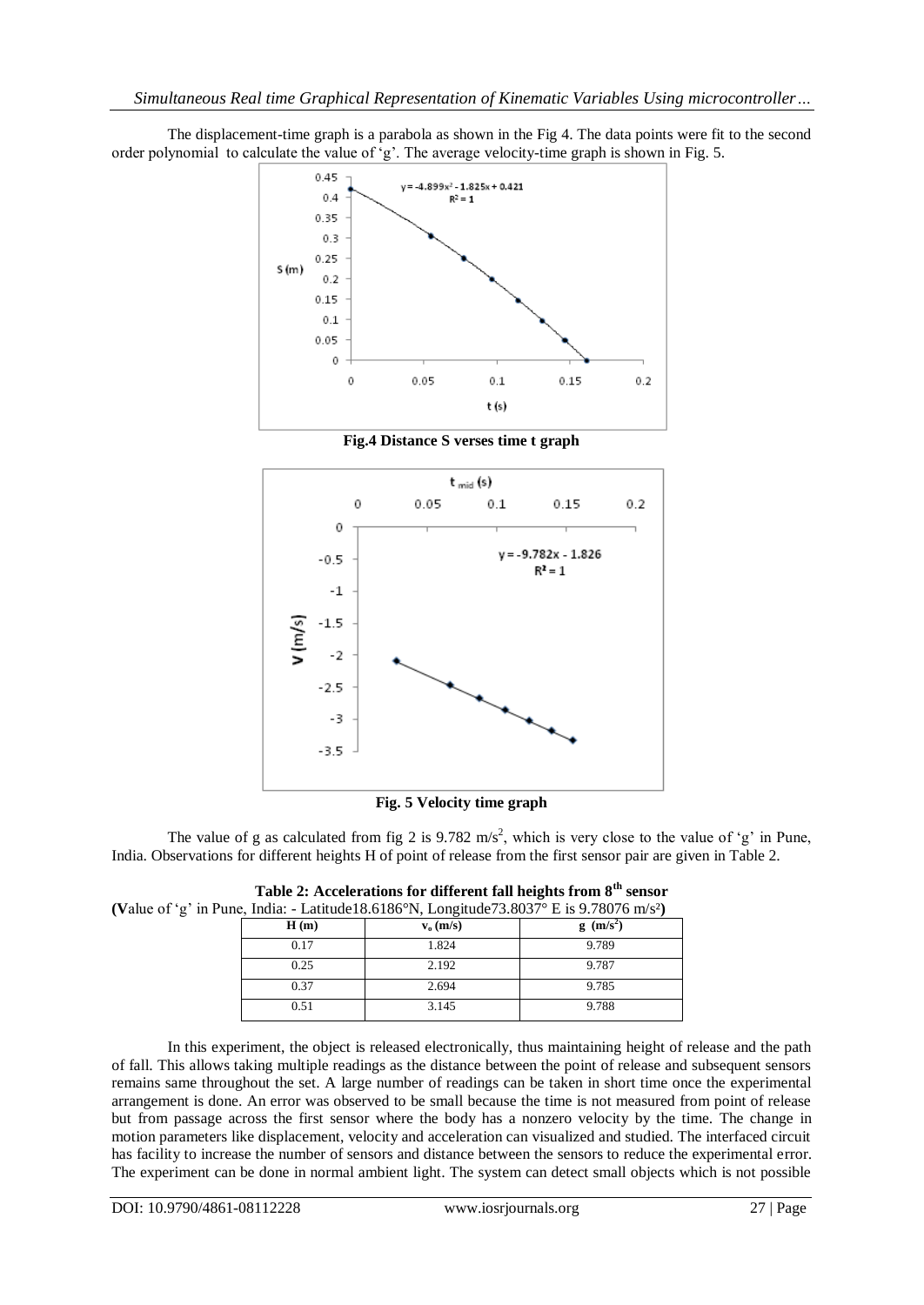The displacement-time graph is a parabola as shown in the Fig 4. The data points were fit to the second order polynomial to calculate the value of 'g'. The average velocity-time graph is shown in Fig. 5.

**Fig.4 Distance S verses time t graph**

**Fig. 5 Velocity time graph**

The value of g as calculated from fig 2 is 9.782 $m/s^2$, which is very close to the value of 'g' in Pune, India. Observations for different heights H of point of release from the first sensor pair are given in Table 2.

**Table 2: Accelerations for different fall heights from 8th sensor**

**(**Value of 'g' in Pune, India: - Latitude18.6186°N, Longitude73.8037° E is 9.78076 $m/s^2$**)**

| H (m) | $v_o$ (m/s) | g ($m/s^2$) |
|---|---|---|
| 0.17 | 1.824 | 9.789 |
| 0.25 | 2.192 | 9.787 |
| 0.37 | 2.694 | 9.785 |
| 0.51 | 3.145 | 9.788 |

In this experiment, the object is released electronically, thus maintaining height of release and the path of fall. This allows taking multiple readings as the distance between the point of release and subsequent sensors remains same throughout the set. A large number of readings can be taken in short time once the experimental arrangement is done. An error was observed to be small because the time is not measured from point of release but from passage across the first sensor where the body has a nonzero velocity by the time. The change in motion parameters like displacement, velocity and acceleration can visualized and studied. The interfaced circuit has facility to increase the number of sensors and distance between the sensors to reduce the experimental error. The experiment can be done in normal ambient light. The system can detect small objects which is not possible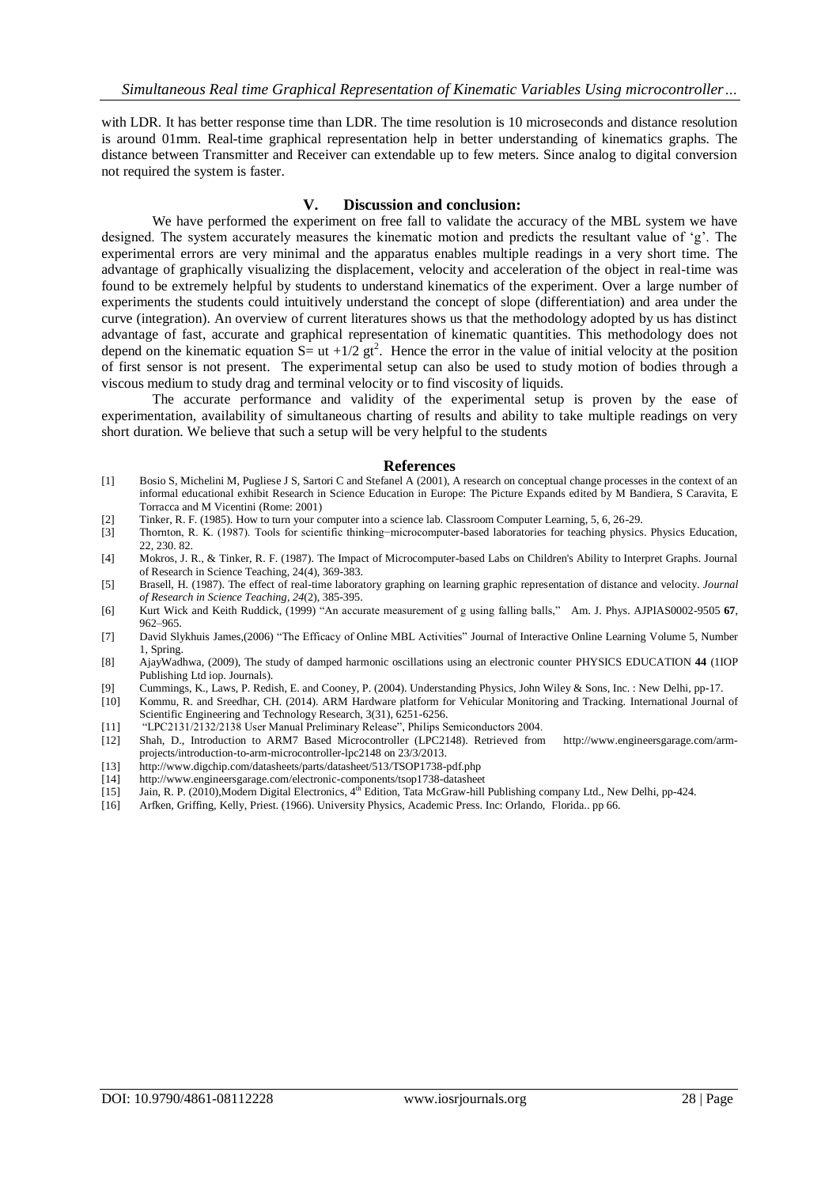with LDR. It has better response time than LDR. The time resolution is 10 microseconds and distance resolution is around 01mm. Real-time graphical representation help in better understanding of kinematics graphs. The distance between Transmitter and Receiver can extendable up to few meters. Since analog to digital conversion not required the system is faster.

## V. Discussion and conclusion:

We have performed the experiment on free fall to validate the accuracy of the MBL system we have designed. The system accurately measures the kinematic motion and predicts the resultant value of 'g'. The experimental errors are very minimal and the apparatus enables multiple readings in a very short time. The advantage of graphically visualizing the displacement, velocity and acceleration of the object in real-time was found to be extremely helpful by students to understand kinematics of the experiment. Over a large number of experiments the students could intuitively understand the concept of slope (differentiation) and area under the curve (integration). An overview of current literatures shows us that the methodology adopted by us has distinct advantage of fast, accurate and graphical representation of kinematic quantities. This methodology does not depend on the kinematic equation $S= ut +1/2\ gt^2$. Hence the error in the value of initial velocity at the position of first sensor is not present. The experimental setup can also be used to study motion of bodies through a viscous medium to study drag and terminal velocity or to find viscosity of liquids.

The accurate performance and validity of the experimental setup is proven by the ease of experimentation, availability of simultaneous charting of results and ability to take multiple readings on very short duration. We believe that such a setup will be very helpful to the students

## References

[1] Bosio S, Michelini M, Pugliese J S, Sartori C and Stefanel A (2001), A research on conceptual change processes in the context of an informal educational exhibit Research in Science Education in Europe: The Picture Expands edited by M Bandiera, S Caravita, E Torracca and M Vicentini (Rome: 2001)

[2] Tinker, R. F. (1985). How to turn your computer into a science lab. Classroom Computer Learning, 5, 6, 26-29.

[3] Thornton, R. K. (1987). Tools for scientific thinking−microcomputer-based laboratories for teaching physics. Physics Education, 22, 230. 82.

[4] Mokros, J. R., & Tinker, R. F. (1987). The Impact of Microcomputer-based Labs on Children's Ability to Interpret Graphs. Journal of Research in Science Teaching, 24(4), 369-383.

[5] Brasell, H. (1987). The effect of real-time laboratory graphing on learning graphic representation of distance and velocity. *Journal of Research in Science Teaching*, *24*(2), 385-395.

[6] Kurt Wick and Keith Ruddick, (1999) "An accurate measurement of g using falling balls," Am. J. Phys. AJPIAS0002-9505 **67**, 962–965.

[7] David Slykhuis James,(2006) "The Efficacy of Online MBL Activities" Journal of Interactive Online Learning Volume 5, Number 1, Spring.

[8] AjayWadhwa, (2009), The study of damped harmonic oscillations using an electronic counter PHYSICS EDUCATION **44** (1IOP Publishing Ltd iop. Journals).

[9] Cummings, K., Laws, P. Redish, E. and Cooney, P. (2004). Understanding Physics, John Wiley & Sons, Inc. : New Delhi, pp-17.

[10] Kommu, R. and Sreedhar, CH. (2014). ARM Hardware platform for Vehicular Monitoring and Tracking. International Journal of Scientific Engineering and Technology Research, 3(31), 6251-6256.

[11] "LPC2131/2132/2138 User Manual Preliminary Release", Philips Semiconductors 2004.

[12] Shah, D., Introduction to ARM7 Based Microcontroller (LPC2148). Retrieved from http://www.engineersgarage.com/arm-projects/introduction-to-arm-microcontroller-lpc2148 on 23/3/2013.

[13] http://www.digchip.com/datasheets/parts/datasheet/513/TSOP1738-pdf.php

[14] http://www.engineersgarage.com/electronic-components/tsop1738-datasheet

[15] Jain, R. P. (2010),Modern Digital Electronics, 4th Edition, Tata McGraw-hill Publishing company Ltd., New Delhi, pp-424.

[16] Arfken, Griffing, Kelly, Priest. (1966). University Physics, Academic Press. Inc: Orlando, Florida.. pp 66.